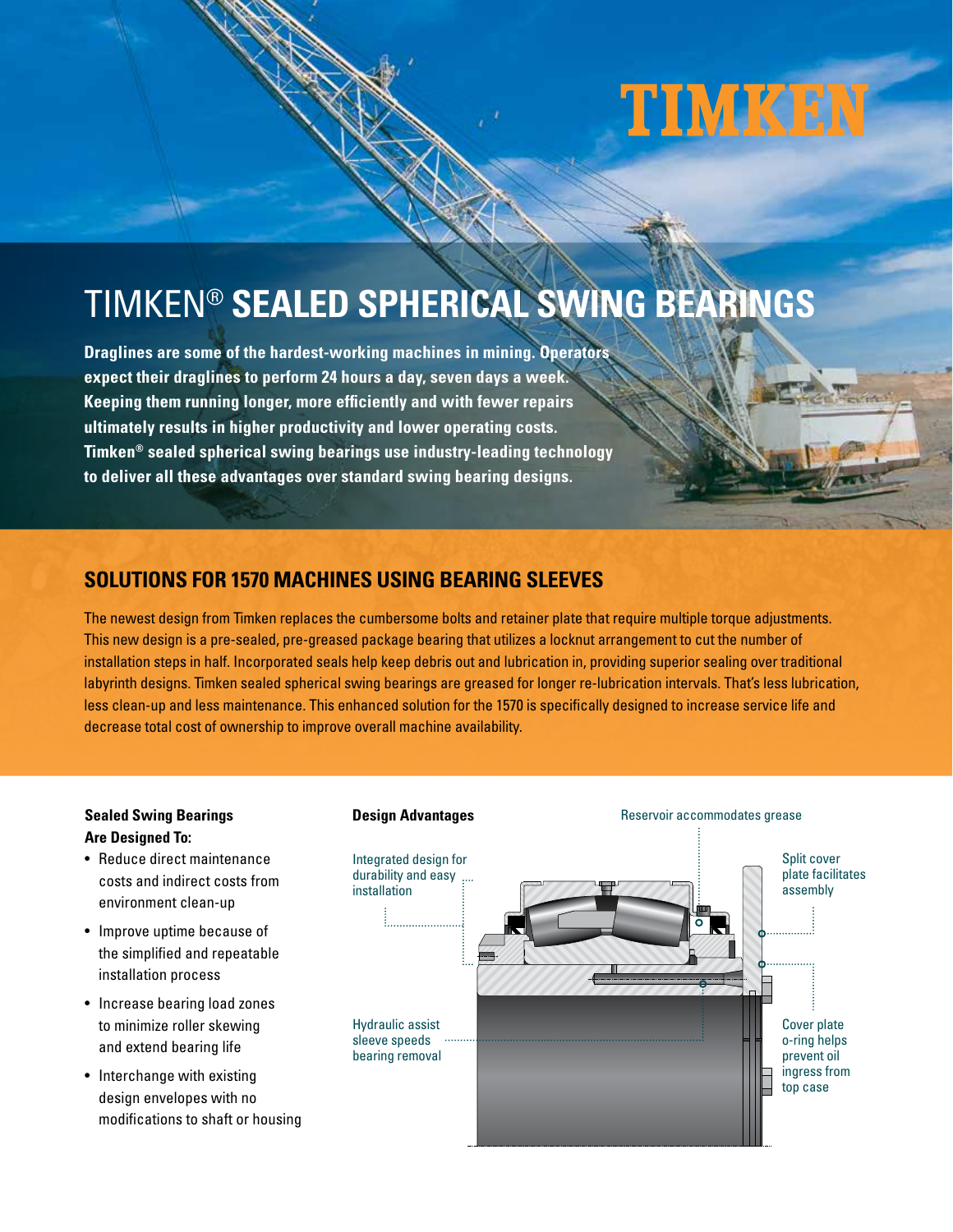TIMKEN

# TIMKEN® SEALED SPHERICAL SWING BEARINGS

**Draglines are some of the hardest-working machines in mining. Operators expect their draglines to perform 24 hours a day, seven days a week. Keeping them running longer, more efficiently and with fewer repairs ultimately results in higher productivity and lower operating costs. Timken® sealed spherical swing bearings use industry-leading technology to deliver all these advantages over standard swing bearing designs.**

## SOLUTIONS FOR 1570 MACHINES USING BEARING SLEEVES

The newest design from Timken replaces the cumbersome bolts and retainer plate that require multiple torque adjustments. This new design is a pre-sealed, pre-greased package bearing that utilizes a locknut arrangement to cut the number of installation steps in half. Incorporated seals help keep debris out and lubrication in, providing superior sealing over traditional labyrinth designs. Timken sealed spherical swing bearings are greased for longer re-lubrication intervals. That's less lubrication, less clean-up and less maintenance. This enhanced solution for the 1570 is specifically designed to increase service life and decrease total cost of ownership to improve overall machine availability.

**Sealed Swing Bearings Are Designed To:**

- Reduce direct maintenance costs and indirect costs from environment clean-up
- Improve uptime because of the simplified and repeatable installation process
- Increase bearing load zones to minimize roller skewing and extend bearing life
- Interchange with existing design envelopes with no modifications to shaft or housing

**Design Advantages**

- Integrated design for durability and easy installation
- Reservoir accommodates grease
- Split cover plate facilitates assembly
- Hydraulic assist sleeve speeds bearing removal
- Cover plate o-ring helps prevent oil ingress from top case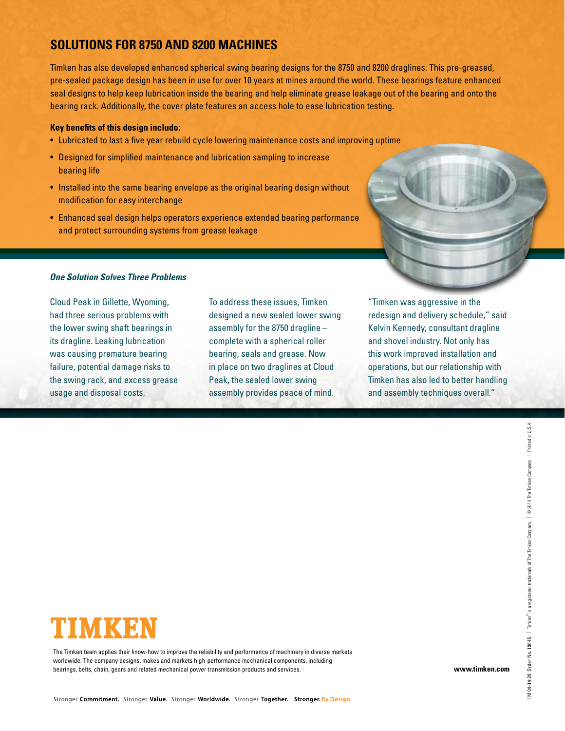## SOLUTIONS FOR 8750 AND 8200 MACHINES

Timken has also developed enhanced spherical swing bearing designs for the 8750 and 8200 draglines. This pre-greased, pre-sealed package design has been in use for over 10 years at mines around the world. These bearings feature enhanced seal designs to help keep lubrication inside the bearing and help eliminate grease leakage out of the bearing and onto the bearing rack. Additionally, the cover plate features an access hole to ease lubrication testing.

**Key benefits of this design include:**

- Lubricated to last a five year rebuild cycle lowering maintenance costs and improving uptime
- Designed for simplified maintenance and lubrication sampling to increase bearing life
- Installed into the same bearing envelope as the original bearing design without modification for easy interchange
- Enhanced seal design helps operators experience extended bearing performance and protect surrounding systems from grease leakage

### *One Solution Solves Three Problems*

Cloud Peak in Gillette, Wyoming, had three serious problems with the lower swing shaft bearings in its dragline. Leaking lubrication was causing premature bearing failure, potential damage risks to the swing rack, and excess grease usage and disposal costs.

To address these issues, Timken designed a new sealed lower swing assembly for the 8750 dragline – complete with a spherical roller bearing, seals and grease. Now in place on two draglines at Cloud Peak, the sealed lower swing assembly provides peace of mind.

"Timken was aggressive in the redesign and delivery schedule," said Kelvin Kennedy, consultant dragline and shovel industry. Not only has this work improved installation and operations, but our relationship with Timken has also led to better handling and assembly techniques overall."

TIMKEN

The Timken team applies their know-how to improve the reliability and performance of machinery in diverse markets worldwide. The company designs, makes and markets high-performance mechanical components, including bearings, belts, chain, gears and related mechanical power transmission products and services.

www.timken.com

Stronger. **Commitment.** Stronger. **Value.** Stronger. **Worldwide.** Stronger. **Together.** | **Stronger. By Design.**

1M 04-14:29 Order No. 10645 | Timken® is a registered trademark of The Timken Company. | © 2014 The Timken Company | Printed in U.S.A.